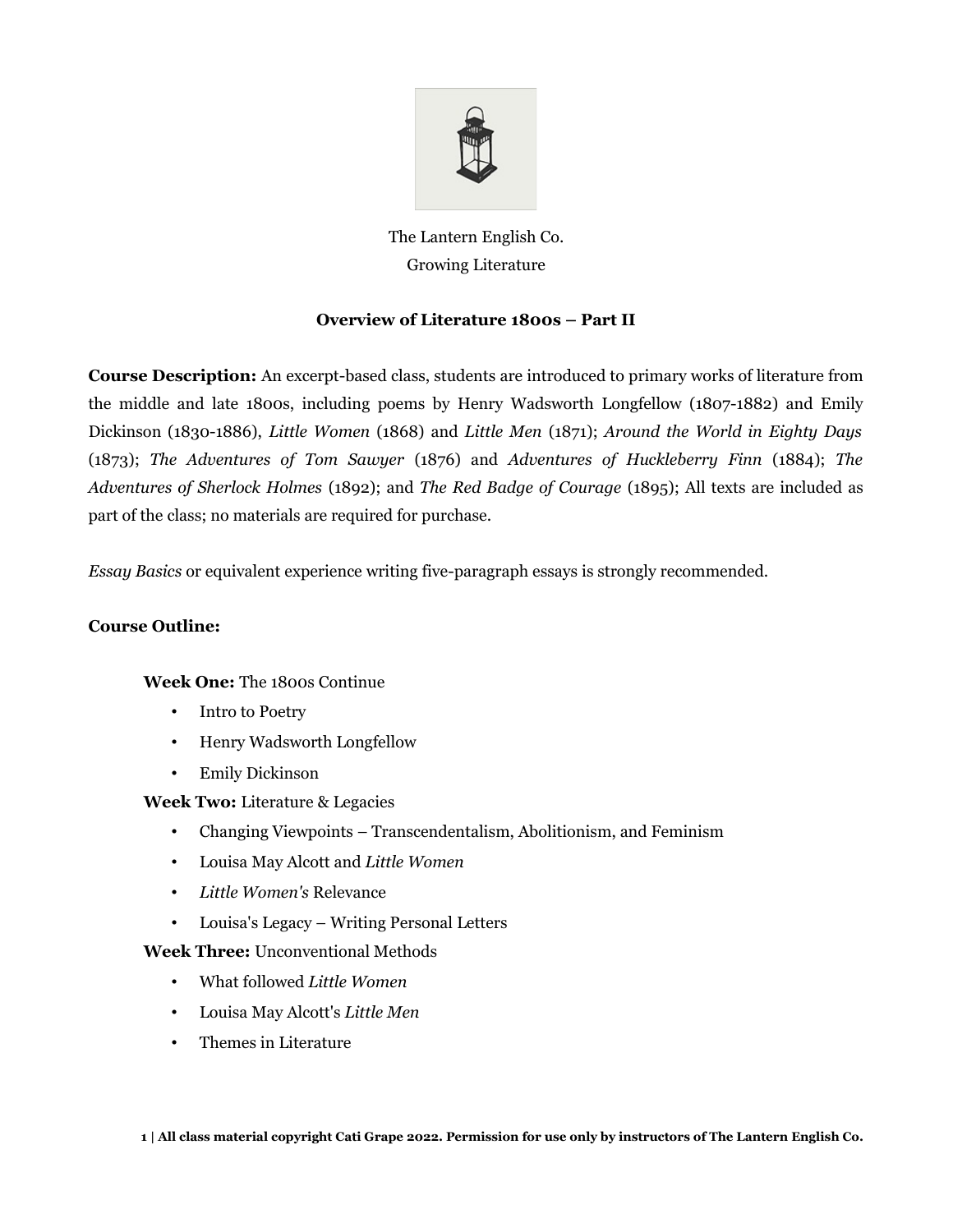The Lantern English Co.
Growing Literature

**Overview of Literature 1800s – Part II**

**Course Description:** An excerpt-based class, students are introduced to primary works of literature from the middle and late 1800s, including poems by Henry Wadsworth Longfellow (1807-1882) and Emily Dickinson (1830-1886), *Little Women* (1868) and *Little Men* (1871); *Around the World in Eighty Days* (1873); *The Adventures of Tom Sawyer* (1876) and *Adventures of Huckleberry Finn* (1884); *The Adventures of Sherlock Holmes* (1892); and *The Red Badge of Courage* (1895); All texts are included as part of the class; no materials are required for purchase.

*Essay Basics* or equivalent experience writing five-paragraph essays is strongly recommended.

**Course Outline:**

**Week One:** The 1800s Continue

- Intro to Poetry
- Henry Wadsworth Longfellow
- Emily Dickinson

**Week Two:** Literature & Legacies

- Changing Viewpoints – Transcendentalism, Abolitionism, and Feminism
- Louisa May Alcott and *Little Women*
- *Little Women's* Relevance
- Louisa's Legacy – Writing Personal Letters

**Week Three:** Unconventional Methods

- What followed *Little Women*
- Louisa May Alcott's *Little Men*
- Themes in Literature

**All class material copyright Cati Grape 2022. Permission for use only by instructors of The Lantern English Co.**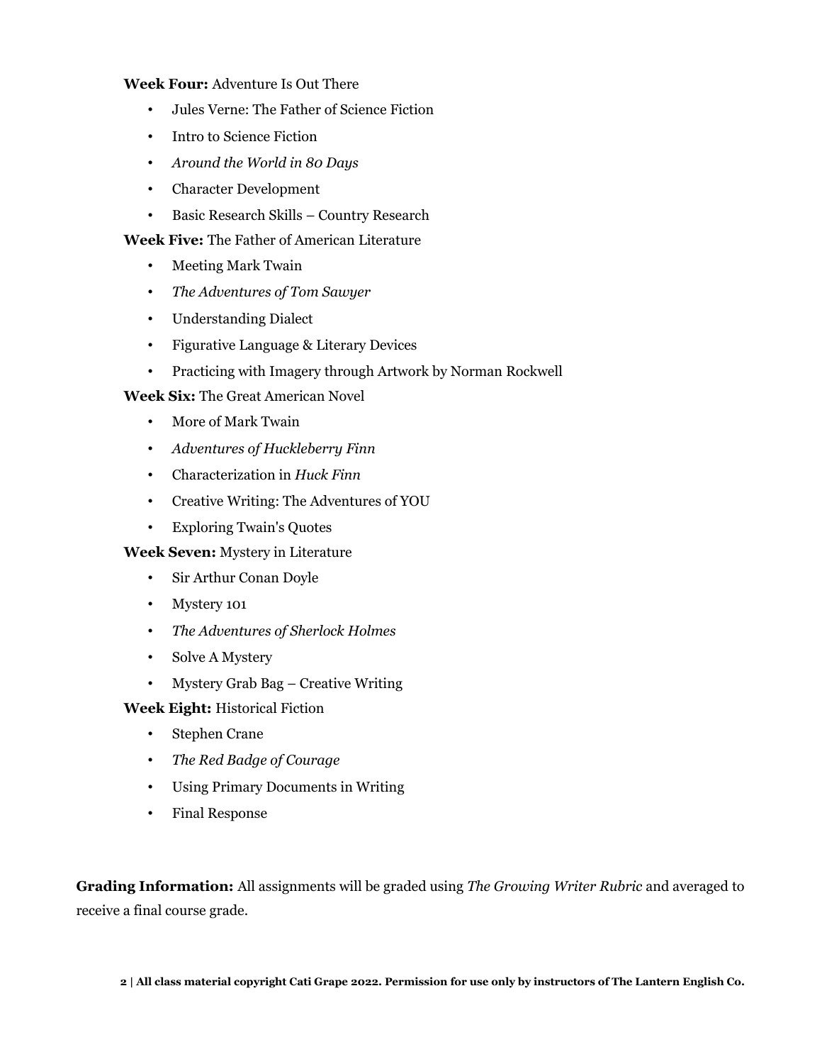**Week Four:** Adventure Is Out There

- Jules Verne: The Father of Science Fiction
- Intro to Science Fiction
- *Around the World in 80 Days*
- Character Development
- Basic Research Skills – Country Research

**Week Five:** The Father of American Literature

- Meeting Mark Twain
- *The Adventures of Tom Sawyer*
- Understanding Dialect
- Figurative Language & Literary Devices
- Practicing with Imagery through Artwork by Norman Rockwell

**Week Six:** The Great American Novel

- More of Mark Twain
- *Adventures of Huckleberry Finn*
- Characterization in *Huck Finn*
- Creative Writing: The Adventures of YOU
- Exploring Twain's Quotes

**Week Seven:** Mystery in Literature

- Sir Arthur Conan Doyle
- Mystery 101
- *The Adventures of Sherlock Holmes*
- Solve A Mystery
- Mystery Grab Bag – Creative Writing

**Week Eight:** Historical Fiction

- Stephen Crane
- *The Red Badge of Courage*
- Using Primary Documents in Writing
- Final Response

**Grading Information:** All assignments will be graded using *The Growing Writer Rubric* and averaged to receive a final course grade.

**All class material copyright Cati Grape 2022. Permission for use only by instructors of The Lantern English Co.**